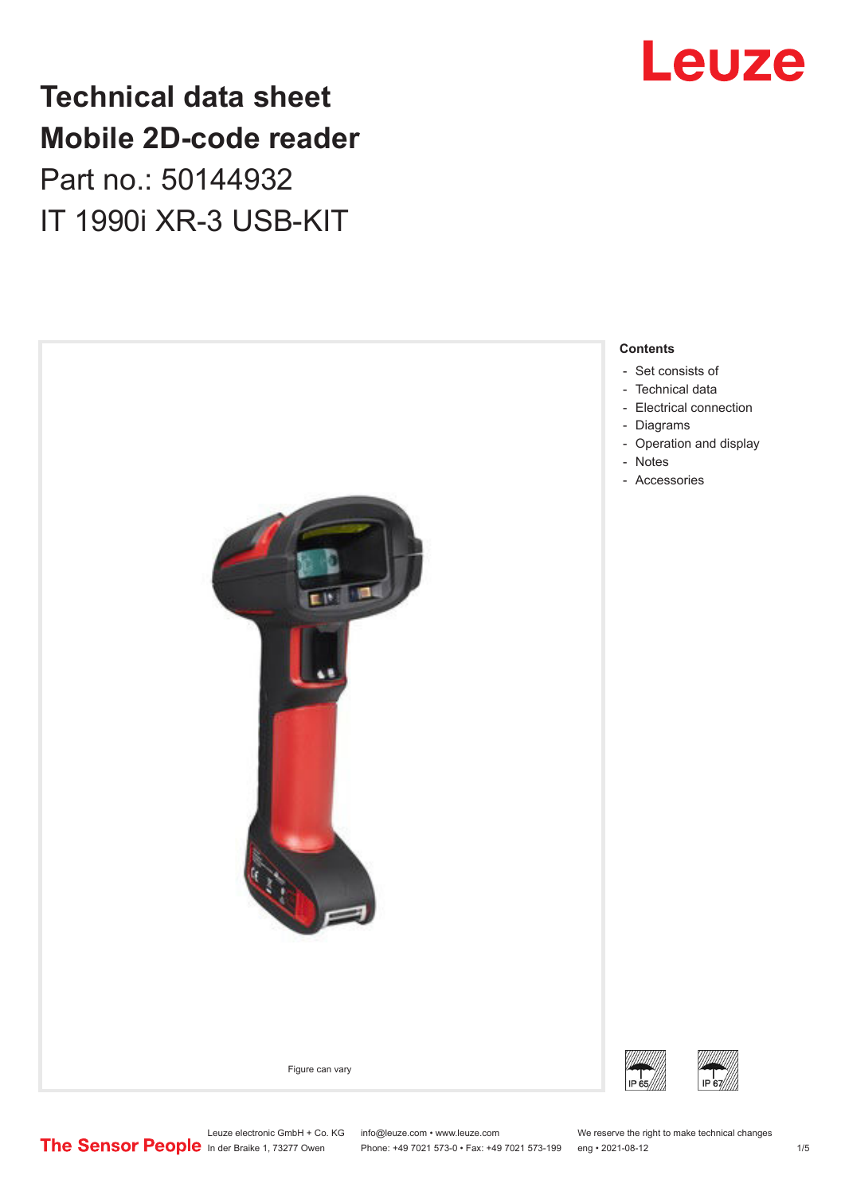# Technical data sheet
# Mobile 2D-code reader
## Part no.: 50144932
## IT 1990i XR-3 USB-KIT

Figure can vary

**Contents**

- Set consists of
- Technical data
- Electrical connection
- Diagrams
- Operation and display
- Notes
- Accessories

IP 65

IP 67

Leuze electronic GmbH + Co. KG
In der Braike 1, 73277 Owen

info@leuze.com • www.leuze.com
Phone: +49 7021 573-0 • Fax: +49 7021 573-199

We reserve the right to make technical changes
eng • 2021-08-12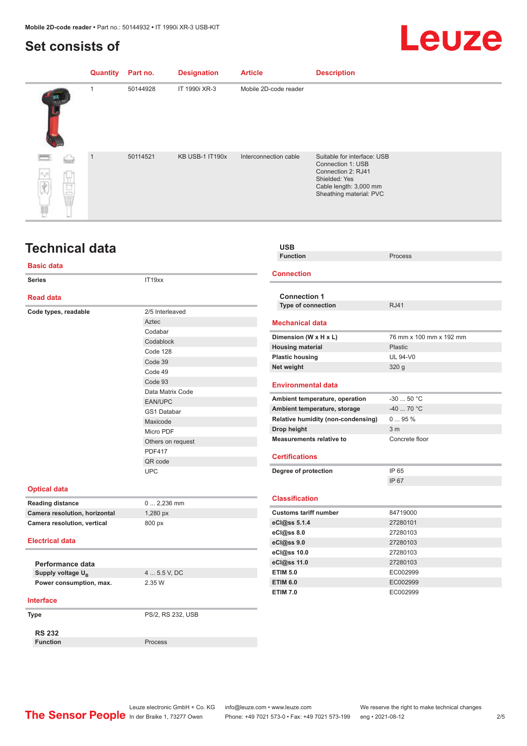# Set consists of

| Quantity | Part no. | Designation | Article | Description |
|---|---|---|---|---|
| 1 | 50144928 | IT 1990i XR-3 | Mobile 2D-code reader | |
| 1 | 50114521 | KB USB-1 IT190x | Interconnection cable | Suitable for interface: USB<br>Connection 1: USB<br>Connection 2: RJ41<br>Shielded: Yes<br>Cable length: 3,000 mm<br>Sheathing material: PVC |

# Technical data

## Basic data

| | |
|---|---|
| **Series** | IT19xx |

## Read data

| | |
|---|---|
| **Code types, readable** | 2/5 Interleaved |
| | Aztec |
| | Codabar |
| | Codablock |
| | Code 128 |
| | Code 39 |
| | Code 49 |
| | Code 93 |
| | Data Matrix Code |
| | EAN/UPC |
| | GS1 Databar |
| | Maxicode |
| | Micro PDF |
| | Others on request |
| | PDF417 |
| | QR code |
| | UPC |

## Optical data

| | |
|---|---|
| **Reading distance** | 0 ... 2,236 mm |
| **Camera resolution, horizontal** | 1,280 px |
| **Camera resolution, vertical** | 800 px |

## Electrical data

**Performance data**

| | |
|---|---|
| **Supply voltage $U_B$** | 4 ... 5.5 V, DC |
| **Power consumption, max.** | 2.35 W |

## Interface

| | |
|---|---|
| **Type** | PS/2, RS 232, USB |

**RS 232**

| | |
|---|---|
| **Function** | Process |

**USB**

| | |
|---|---|
| **Function** | Process |

## Connection

**Connection 1**

| | |
|---|---|
| **Type of connection** | RJ41 |

## Mechanical data

| | |
|---|---|
| **Dimension (W x H x L)** | 76 mm x 100 mm x 192 mm |
| **Housing material** | Plastic |
| **Plastic housing** | UL 94-V0 |
| **Net weight** | 320 g |

## Environmental data

| | |
|---|---|
| **Ambient temperature, operation** | -30 ... 50 °C |
| **Ambient temperature, storage** | -40 ... 70 °C |
| **Relative humidity (non-condensing)** | 0 ... 95 % |
| **Drop height** | 3 m |
| **Measurements relative to** | Concrete floor |

## Certifications

| | |
|---|---|
| **Degree of protection** | IP 65 |
| | IP 67 |

## Classification

| | |
|---|---|
| **Customs tariff number** | 84719000 |
| **eCl@ss 5.1.4** | 27280101 |
| **eCl@ss 8.0** | 27280103 |
| **eCl@ss 9.0** | 27280103 |
| **eCl@ss 10.0** | 27280103 |
| **eCl@ss 11.0** | 27280103 |
| **ETIM 5.0** | EC002999 |
| **ETIM 6.0** | EC002999 |
| **ETIM 7.0** | EC002999 |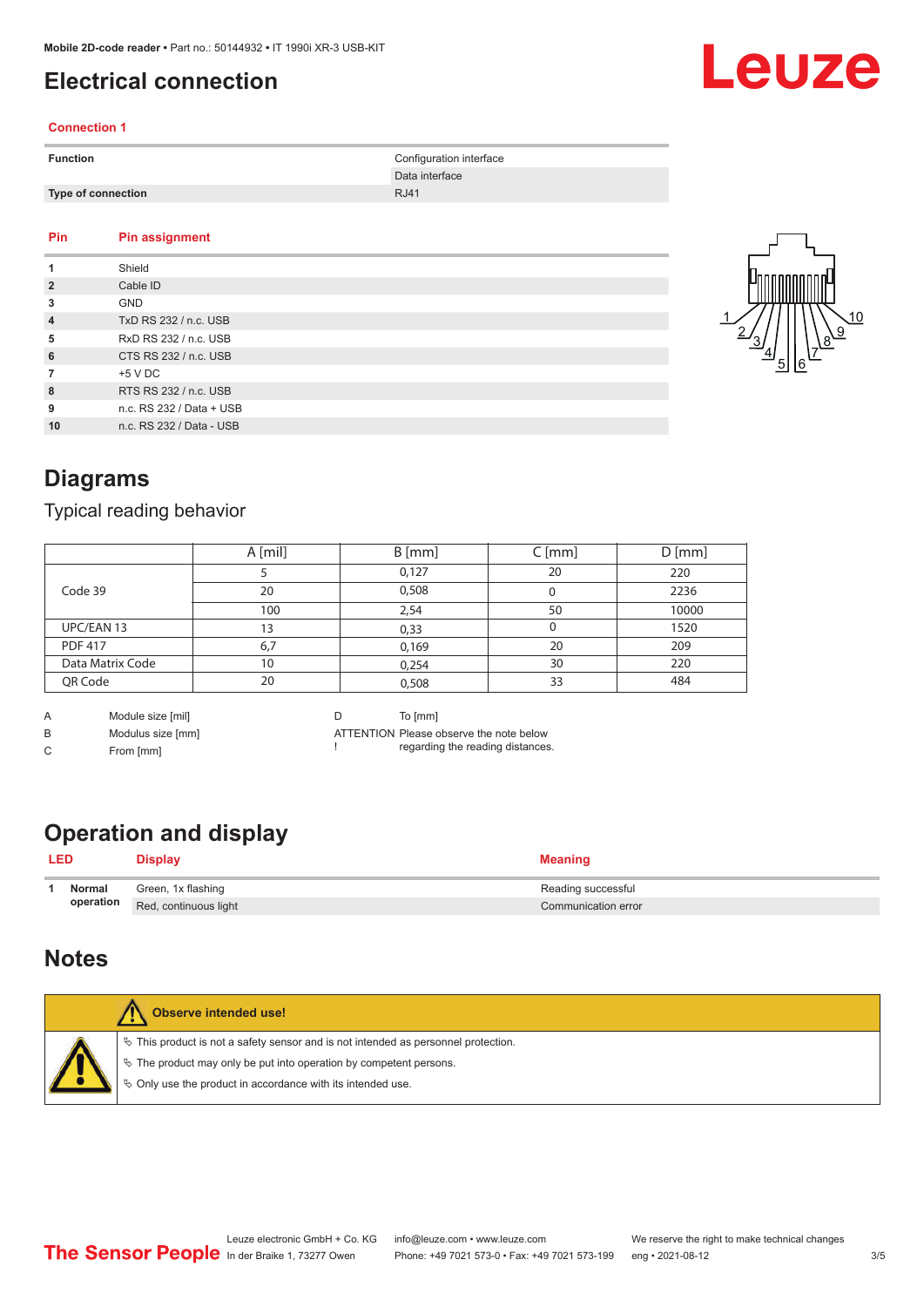# Electrical connection

## Connection 1

| Function | Configuration interface |
|---|---|
| | Data interface |
| Type of connection | RJ41 |

| Pin | Pin assignment |
|---|---|
| 1 | Shield |
| 2 | Cable ID |
| 3 | GND |
| 4 | TxD RS 232 / n.c. USB |
| 5 | RxD RS 232 / n.c. USB |
| 6 | CTS RS 232 / n.c. USB |
| 7 | +5 V DC |
| 8 | RTS RS 232 / n.c. USB |
| 9 | n.c. RS 232 / Data + USB |
| 10 | n.c. RS 232 / Data - USB |

# Diagrams

## Typical reading behavior

| | A [mil] | B [mm] | C [mm] | D [mm] |
|---|---|---|---|---|
| Code 39 | 5 | 0,127 | 20 | 220 |
| | 20 | 0,508 | 0 | 2236 |
| | 100 | 2,54 | 50 | 10000 |
| UPC/EAN 13 | 13 | 0,33 | 0 | 1520 |
| PDF 417 | 6,7 | 0,169 | 20 | 209 |
| Data Matrix Code | 10 | 0,254 | 30 | 220 |
| QR Code | 20 | 0,508 | 33 | 484 |

A Module size [mil]
B Modulus size [mm]
C From [mm]
D To [mm]
ATTENTION ! Please observe the note below regarding the reading distances.

# Operation and display

| LED | | Display | Meaning |
|---|---|---|---|
| 1 | Normal operation | Green, 1x flashing | Reading successful |
| | | Red, continuous light | Communication error |

# Notes

**Observe intended use!**

- This product is not a safety sensor and is not intended as personnel protection.
- The product may only be put into operation by competent persons.
- Only use the product in accordance with its intended use.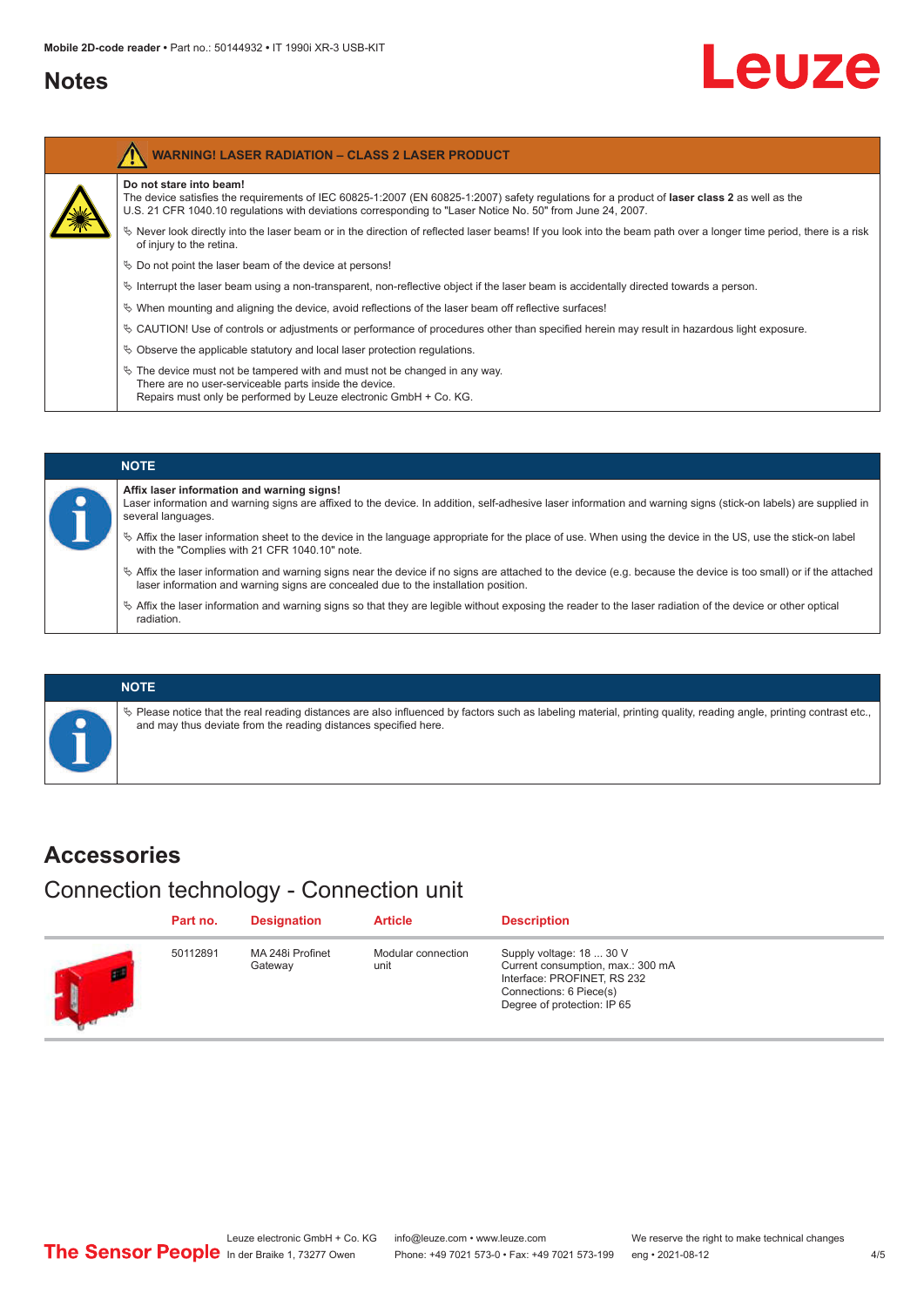## Notes

**WARNING! LASER RADIATION – CLASS 2 LASER PRODUCT**

**Do not stare into beam!**
The device satisfies the requirements of IEC 60825-1:2007 (EN 60825-1:2007) safety regulations for a product of **laser class 2** as well as the U.S. 21 CFR 1040.10 regulations with deviations corresponding to "Laser Notice No. 50" from June 24, 2007.

- Never look directly into the laser beam or in the direction of reflected laser beams! If you look into the beam path over a longer time period, there is a risk of injury to the retina.
- Do not point the laser beam of the device at persons!
- Interrupt the laser beam using a non-transparent, non-reflective object if the laser beam is accidentally directed towards a person.
- When mounting and aligning the device, avoid reflections of the laser beam off reflective surfaces!
- CAUTION! Use of controls or adjustments or performance of procedures other than specified herein may result in hazardous light exposure.
- Observe the applicable statutory and local laser protection regulations.
- The device must not be tampered with and must not be changed in any way.
  There are no user-serviceable parts inside the device.
  Repairs must only be performed by Leuze electronic GmbH + Co. KG.

**NOTE**

**Affix laser information and warning signs!**
Laser information and warning signs are affixed to the device. In addition, self-adhesive laser information and warning signs (stick-on labels) are supplied in several languages.

- Affix the laser information sheet to the device in the language appropriate for the place of use. When using the device in the US, use the stick-on label with the "Complies with 21 CFR 1040.10" note.
- Affix the laser information and warning signs near the device if no signs are attached to the device (e.g. because the device is too small) or if the attached laser information and warning signs are concealed due to the installation position.
- Affix the laser information and warning signs so that they are legible without exposing the reader to the laser radiation of the device or other optical radiation.

**NOTE**

- Please notice that the real reading distances are also influenced by factors such as labeling material, printing quality, reading angle, printing contrast etc., and may thus deviate from the reading distances specified here.

## Accessories

### Connection technology - Connection unit

| Part no. | Designation | Article | Description |
|---|---|---|---|
| 50112891 | MA 248i Profinet Gateway | Modular connection unit | Supply voltage: 18 ... 30 V<br>Current consumption, max.: 300 mA<br>Interface: PROFINET, RS 232<br>Connections: 6 Piece(s)<br>Degree of protection: IP 65 |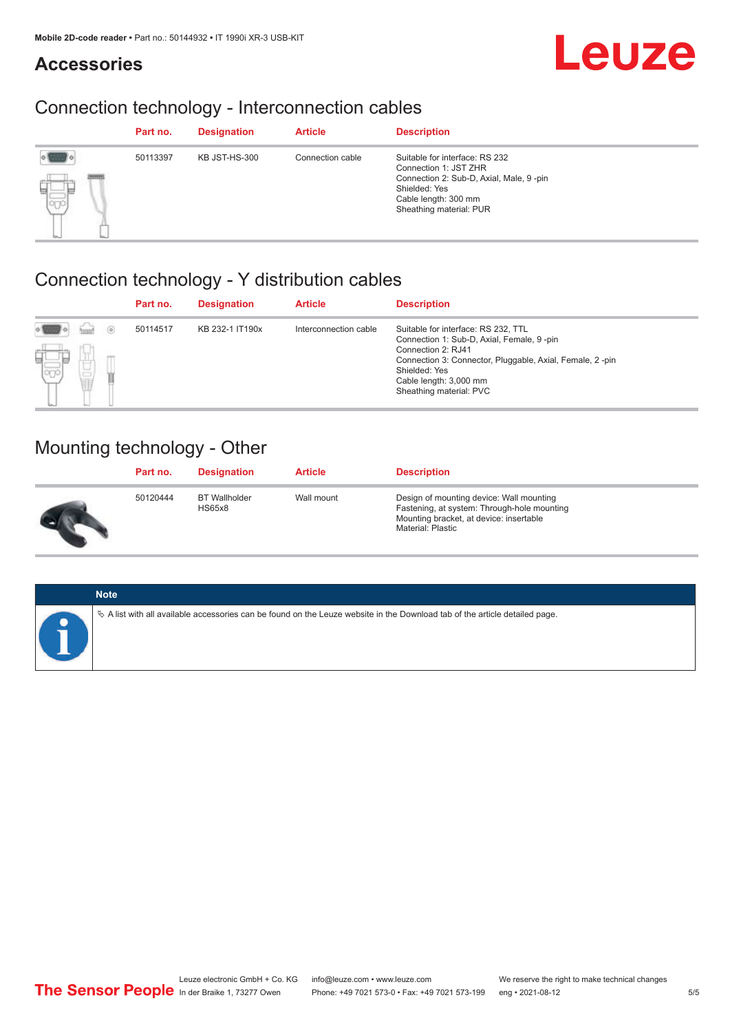## Accessories

### Connection technology - Interconnection cables

| | Part no. | Designation | Article | Description |
| --- | --- | --- | --- | --- |
| | 50113397 | KB JST-HS-300 | Connection cable | Suitable for interface: RS 232<br>Connection 1: JST ZHR<br>Connection 2: Sub-D, Axial, Male, 9 -pin<br>Shielded: Yes<br>Cable length: 300 mm<br>Sheathing material: PUR |

### Connection technology - Y distribution cables

| | Part no. | Designation | Article | Description |
| --- | --- | --- | --- | --- |
| | 50114517 | KB 232-1 IT190x | Interconnection cable | Suitable for interface: RS 232, TTL<br>Connection 1: Sub-D, Axial, Female, 9 -pin<br>Connection 2: RJ41<br>Connection 3: Connector, Pluggable, Axial, Female, 2 -pin<br>Shielded: Yes<br>Cable length: 3,000 mm<br>Sheathing material: PVC |

### Mounting technology - Other

| | Part no. | Designation | Article | Description |
| --- | --- | --- | --- | --- |
| | 50120444 | BT Wallholder HS65x8 | Wall mount | Design of mounting device: Wall mounting<br>Fastening, at system: Through-hole mounting<br>Mounting bracket, at device: insertable<br>Material: Plastic |

**Note**

A list with all available accessories can be found on the Leuze website in the Download tab of the article detailed page.